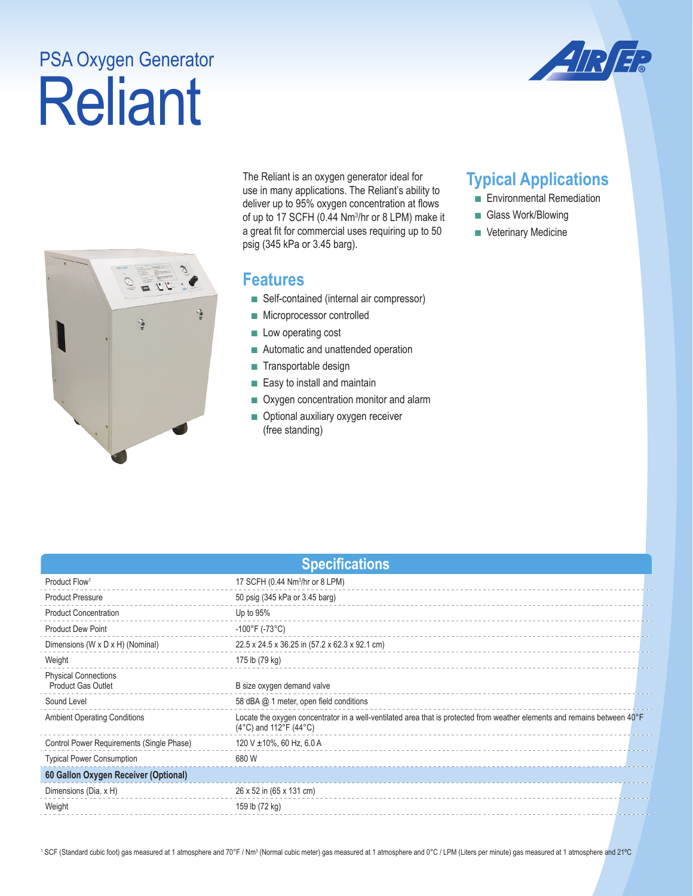PSA Oxygen Generator

# Reliant

The Reliant is an oxygen generator ideal for use in many applications. The Reliant's ability to deliver up to 95% oxygen concentration at flows of up to 17 SCFH (0.44 Nm³/hr or 8 LPM) make it a great fit for commercial uses requiring up to 50 psig (345 kPa or 3.45 barg).

## Features

- Self-contained (internal air compressor)
- Microprocessor controlled
- Low operating cost
- Automatic and unattended operation
- Transportable design
- Easy to install and maintain
- Oxygen concentration monitor and alarm
- Optional auxiliary oxygen receiver (free standing)

## Typical Applications

- Environmental Remediation
- Glass Work/Blowing
- Veterinary Medicine

## Specifications

| | |
|---|---|
| Product Flow[1] | 17 SCFH (0.44 Nm³/hr or 8 LPM) |
| Product Pressure | 50 psig (345 kPa or 3.45 barg) |
| Product Concentration | Up to 95% |
| Product Dew Point | -100°F (-73°C) |
| Dimensions (W x D x H) (Nominal) | 22.5 x 24.5 x 36.25 in (57.2 x 62.3 x 92.1 cm) |
| Weight | 175 lb (79 kg) |
| Physical Connections<br>Product Gas Outlet | B size oxygen demand valve |
| Sound Level | 58 dBA @ 1 meter, open field conditions |
| Ambient Operating Conditions | Locate the oxygen concentrator in a well-ventilated area that is protected from weather elements and remains between 40°F (4°C) and 112°F (44°C) |
| Control Power Requirements (Single Phase) | 120 V ±10%, 60 Hz, 6.0 A |
| Typical Power Consumption | 680 W |
| **60 Gallon Oxygen Receiver (Optional)** | |
| Dimensions (Dia. x H) | 26 x 52 in (65 x 131 cm) |
| Weight | 159 lb (72 kg) |

[1] SCF (Standard cubic foot) gas measured at 1 atmosphere and 70°F / Nm³ (Normal cubic meter) gas measured at 1 atmosphere and 0°C / LPM (Liters per minute) gas measured at 1 atmosphere and 21°C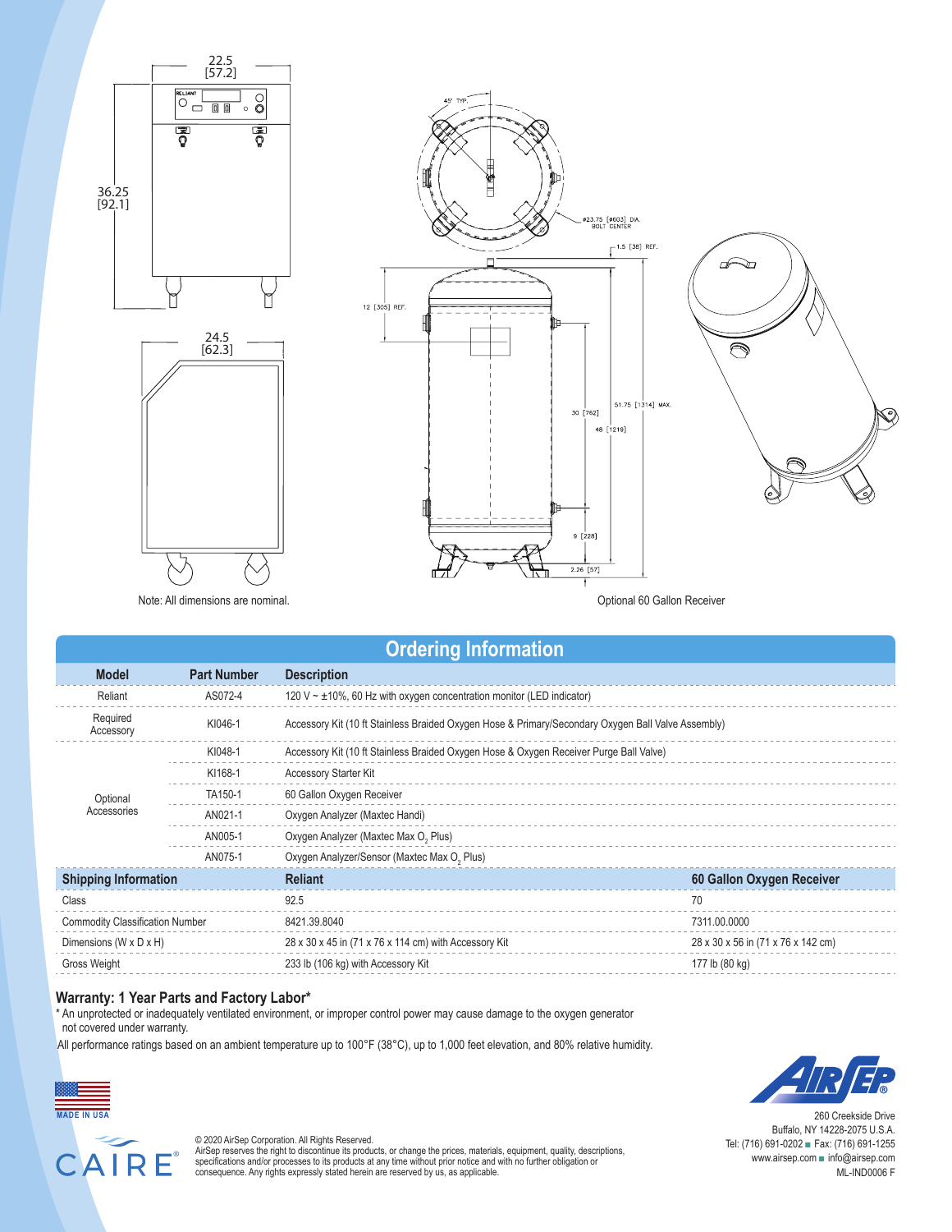22.5
[57.2]

36.25
[92.1]

24.5
[62.3]

45° TYP.

⌀23.75 [⌀603] DIA. BOLT CENTER

1.5 [38] REF.

12 [305] REF.

51.75 [1314] MAX.

30 [762]

48 [1219]

9 [228]

2.26 [57]

Note: All dimensions are nominal.

Optional 60 Gallon Receiver

## Ordering Information

| Model | Part Number | Description |
|---|---|---|
| Reliant | AS072-4 | 120 V ~ ±10%, 60 Hz with oxygen concentration monitor (LED indicator) |
| Required Accessory | KI046-1 | Accessory Kit (10 ft Stainless Braided Oxygen Hose & Primary/Secondary Oxygen Ball Valve Assembly) |
| Optional Accessories | KI048-1 | Accessory Kit (10 ft Stainless Braided Oxygen Hose & Oxygen Receiver Purge Ball Valve) |
| | KI168-1 | Accessory Starter Kit |
| | TA150-1 | 60 Gallon Oxygen Receiver |
| | AN021-1 | Oxygen Analyzer (Maxtec Handi) |
| | AN005-1 | Oxygen Analyzer (Maxtec Max $O_2$ Plus) |
| | AN075-1 | Oxygen Analyzer/Sensor (Maxtec Max $O_2$ Plus) |

| Shipping Information | Reliant | 60 Gallon Oxygen Receiver |
|---|---|---|
| Class | 92.5 | 70 |
| Commodity Classification Number | 8421.39.8040 | 7311.00.0000 |
| Dimensions (W x D x H) | 28 x 30 x 45 in (71 x 76 x 114 cm) with Accessory Kit | 28 x 30 x 56 in (71 x 76 x 142 cm) |
| Gross Weight | 233 lb (106 kg) with Accessory Kit | 177 lb (80 kg) |

**Warranty: 1 Year Parts and Factory Labor***

* An unprotected or inadequately ventilated environment, or improper control power may cause damage to the oxygen generator not covered under warranty.

All performance ratings based on an ambient temperature up to 100°F (38°C), up to 1,000 feet elevation, and 80% relative humidity.

MADE IN USA

CAIRE®

© 2020 AirSep Corporation. All Rights Reserved.
AirSep reserves the right to discontinue its products, or change the prices, materials, equipment, quality, descriptions, specifications and/or processes to its products at any time without prior notice and with no further obligation or consequence. Any rights expressly stated herein are reserved by us, as applicable.

AirSep®

260 Creekside Drive
Buffalo, NY 14228-2075 U.S.A.
Tel: (716) 691-0202 ■ Fax: (716) 691-1255
www.airsep.com ■ info@airsep.com
ML-IND0006 F